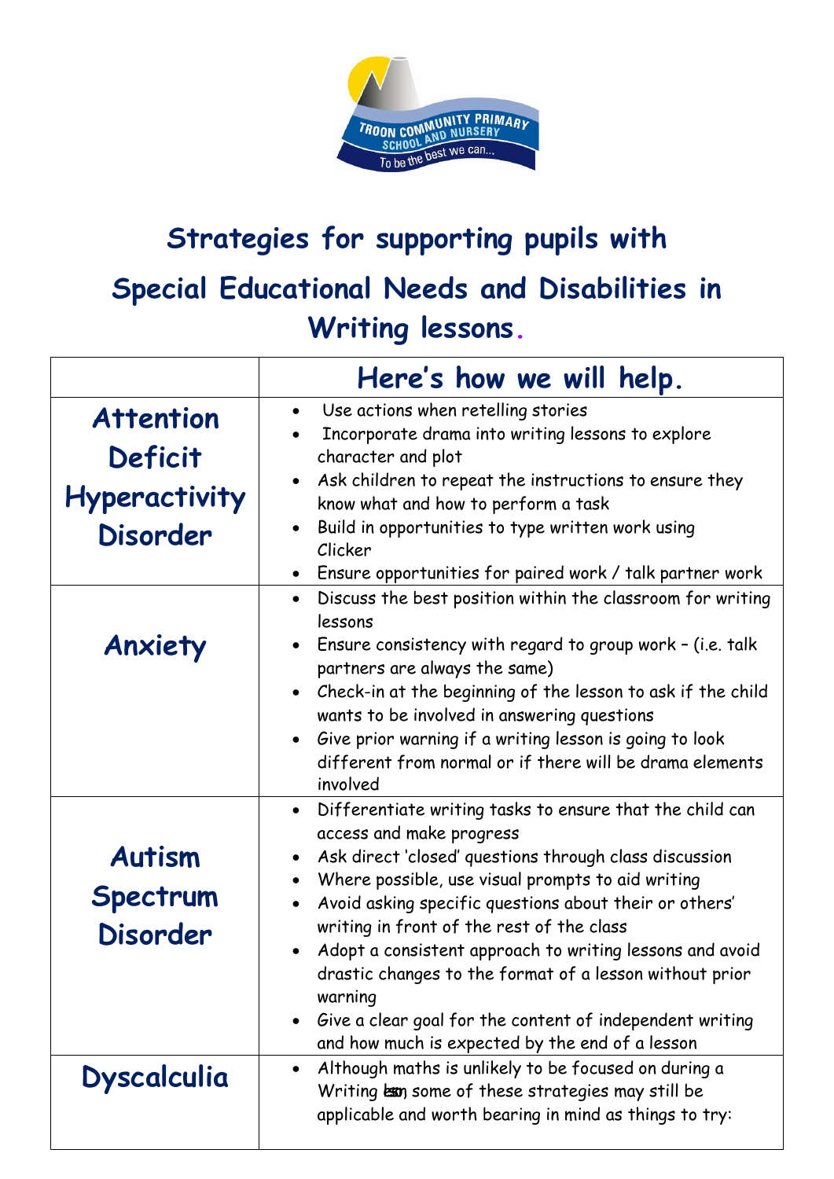# Strategies for supporting pupils with Special Educational Needs and Disabilities in Writing lessons.

| | Here's how we will help. |
|---|---|
| **Attention Deficit Hyperactivity Disorder** | • Use actions when retelling stories<br>• Incorporate drama into writing lessons to explore character and plot<br>• Ask children to repeat the instructions to ensure they know what and how to perform a task<br>• Build in opportunities to type written work using Clicker<br>• Ensure opportunities for paired work / talk partner work |
| **Anxiety** | • Discuss the best position within the classroom for writing lessons<br>• Ensure consistency with regard to group work – (i.e. talk partners are always the same)<br>• Check-in at the beginning of the lesson to ask if the child wants to be involved in answering questions<br>• Give prior warning if a writing lesson is going to look different from normal or if there will be drama elements involved |
| **Autism Spectrum Disorder** | • Differentiate writing tasks to ensure that the child can access and make progress<br>• Ask direct 'closed' questions through class discussion<br>• Where possible, use visual prompts to aid writing<br>• Avoid asking specific questions about their or others' writing in front of the rest of the class<br>• Adopt a consistent approach to writing lessons and avoid drastic changes to the format of a lesson without prior warning<br>• Give a clear goal for the content of independent writing and how much is expected by the end of a lesson |
| **Dyscalculia** | • Although maths is unlikely to be focused on during a Writing lesson, some of these strategies may still be applicable and worth bearing in mind as things to try: |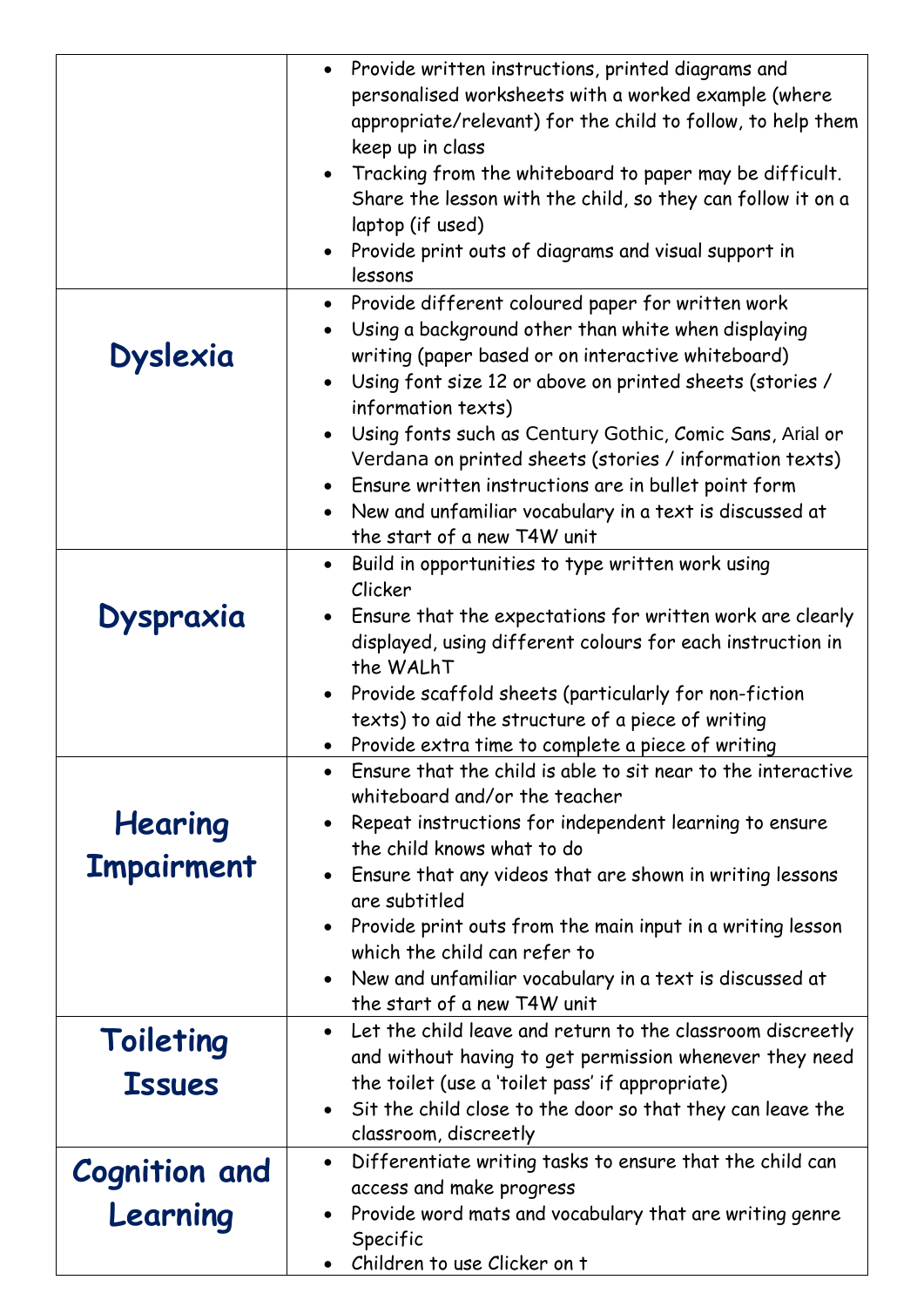| | |
|---|---|
| | • Provide written instructions, printed diagrams and personalised worksheets with a worked example (where appropriate/relevant) for the child to follow, to help them keep up in class<br>• Tracking from the whiteboard to paper may be difficult. Share the lesson with the child, so they can follow it on a laptop (if used)<br>• Provide print outs of diagrams and visual support in lessons |
| **Dyslexia** | • Provide different coloured paper for written work<br>• Using a background other than white when displaying writing (paper based or on interactive whiteboard)<br>• Using font size 12 or above on printed sheets (stories / information texts)<br>• Using fonts such as Century Gothic, Comic Sans, Arial or Verdana on printed sheets (stories / information texts)<br>• Ensure written instructions are in bullet point form<br>• New and unfamiliar vocabulary in a text is discussed at the start of a new T4W unit |
| **Dyspraxia** | • Build in opportunities to type written work using Clicker<br>• Ensure that the expectations for written work are clearly displayed, using different colours for each instruction in the WALhT<br>• Provide scaffold sheets (particularly for non-fiction texts) to aid the structure of a piece of writing<br>• Provide extra time to complete a piece of writing |
| **Hearing Impairment** | • Ensure that the child is able to sit near to the interactive whiteboard and/or the teacher<br>• Repeat instructions for independent learning to ensure the child knows what to do<br>• Ensure that any videos that are shown in writing lessons are subtitled<br>• Provide print outs from the main input in a writing lesson which the child can refer to<br>• New and unfamiliar vocabulary in a text is discussed at the start of a new T4W unit |
| **Toileting Issues** | • Let the child leave and return to the classroom discreetly and without having to get permission whenever they need the toilet (use a 'toilet pass' if appropriate)<br>• Sit the child close to the door so that they can leave the classroom, discreetly |
| **Cognition and Learning** | • Differentiate writing tasks to ensure that the child can access and make progress<br>• Provide word mats and vocabulary that are writing genre Specific<br>• Children to use Clicker on t |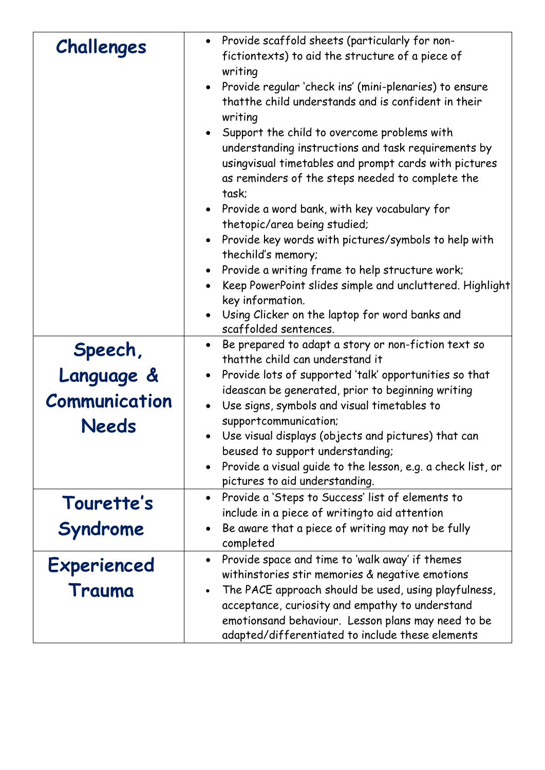| Challenges | • Provide scaffold sheets (particularly for non-fictiontexts) to aid the structure of a piece of writing<br>• Provide regular 'check ins' (mini-plenaries) to ensure thatthe child understands and is confident in their writing<br>• Support the child to overcome problems with understanding instructions and task requirements by usingvisual timetables and prompt cards with pictures as reminders of the steps needed to complete the task;<br>• Provide a word bank, with key vocabulary for thetopic/area being studied;<br>• Provide key words with pictures/symbols to help with thechild's memory;<br>• Provide a writing frame to help structure work;<br>• Keep PowerPoint slides simple and uncluttered. Highlight key information.<br>• Using Clicker on the laptop for word banks and scaffolded sentences. |
|---|---|
| Speech, Language & Communication Needs | • Be prepared to adapt a story or non-fiction text so thatthe child can understand it<br>• Provide lots of supported 'talk' opportunities so that ideascan be generated, prior to beginning writing<br>• Use signs, symbols and visual timetables to supportcommunication;<br>• Use visual displays (objects and pictures) that can beused to support understanding;<br>• Provide a visual guide to the lesson, e.g. a check list, or pictures to aid understanding. |
| Tourette's Syndrome | • Provide a 'Steps to Success' list of elements to include in a piece of writingto aid attention<br>• Be aware that a piece of writing may not be fully completed |
| Experienced Trauma | • Provide space and time to 'walk away' if themes withinstories stir memories & negative emotions<br>• The PACE approach should be used, using playfulness, acceptance, curiosity and empathy to understand emotionsand behaviour. Lesson plans may need to be adapted/differentiated to include these elements |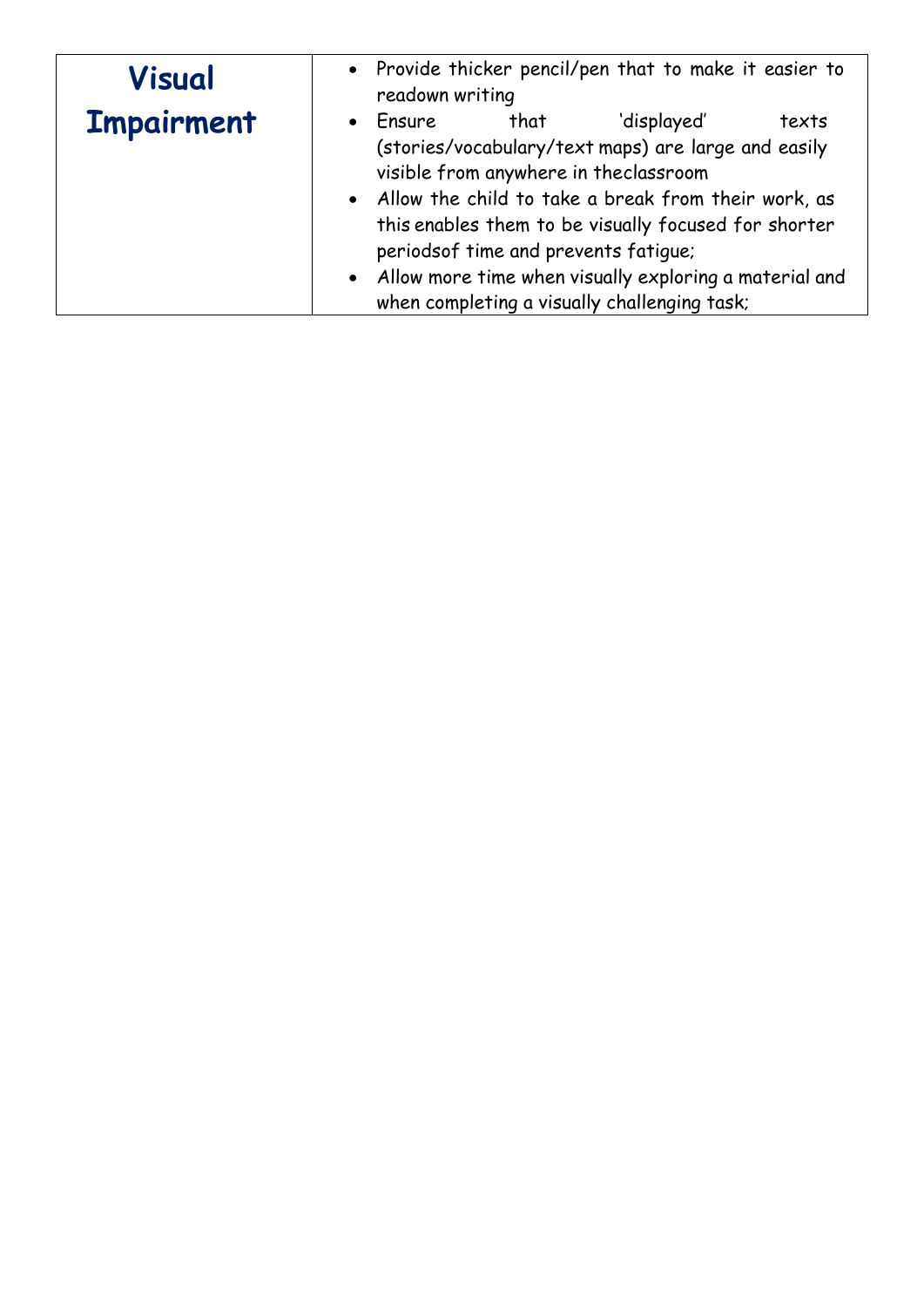| | |
|---|---|
| **Visual Impairment** | • Provide thicker pencil/pen that to make it easier to readown writing<br>• Ensure that 'displayed' texts (stories/vocabulary/text maps) are large and easily visible from anywhere in theclassroom<br>• Allow the child to take a break from their work, as this enables them to be visually focused for shorter periodsof time and prevents fatigue;<br>• Allow more time when visually exploring a material and when completing a visually challenging task; |